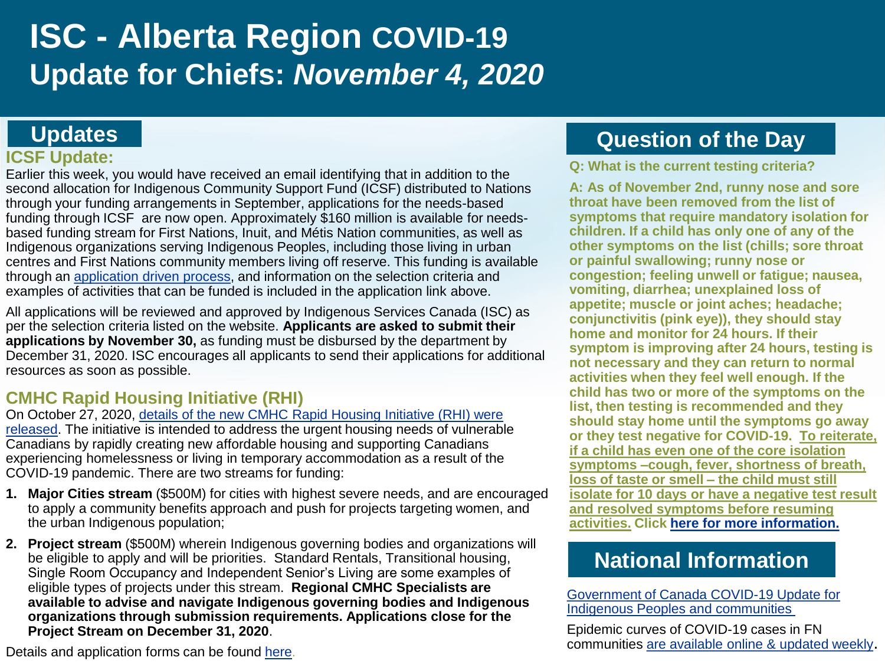# ISC - Alberta Region COVID-19 Update for Chiefs: *November 4, 2020*

## Updates

### ICSF Update:

Earlier this week, you would have received an email identifying that in addition to the second allocation for Indigenous Community Support Fund (ICSF) distributed to Nations through your funding arrangements in September, applications for the needs-based funding through ICSF are now open. Approximately $160 million is available for needs-based funding stream for First Nations, Inuit, and Métis Nation communities, as well as Indigenous organizations serving Indigenous Peoples, including those living in urban centres and First Nations community members living off reserve. This funding is available through an application driven process, and information on the selection criteria and examples of activities that can be funded is included in the application link above.

All applications will be reviewed and approved by Indigenous Services Canada (ISC) as per the selection criteria listed on the website. **Applicants are asked to submit their applications by November 30,** as funding must be disbursed by the department by December 31, 2020. ISC encourages all applicants to send their applications for additional resources as soon as possible.

### CMHC Rapid Housing Initiative (RHI)

On October 27, 2020, details of the new CMHC Rapid Housing Initiative (RHI) were released. The initiative is intended to address the urgent housing needs of vulnerable Canadians by rapidly creating new affordable housing and supporting Canadians experiencing homelessness or living in temporary accommodation as a result of the COVID-19 pandemic. There are two streams for funding:

1. **Major Cities stream** ($500M) for cities with highest severe needs, and are encouraged to apply a community benefits approach and push for projects targeting women, and the urban Indigenous population;
2. **Project stream** ($500M) wherein Indigenous governing bodies and organizations will be eligible to apply and will be priorities. Standard Rentals, Transitional housing, Single Room Occupancy and Independent Senior's Living are some examples of eligible types of projects under this stream. **Regional CMHC Specialists are available to advise and navigate Indigenous governing bodies and Indigenous organizations through submission requirements. Applications close for the Project Stream on December 31, 2020**.

Details and application forms can be found here.

## Question of the Day

**Q: What is the current testing criteria?**

**A: As of November 2nd, runny nose and sore throat have been removed from the list of symptoms that require mandatory isolation for children. If a child has only one of any of the other symptoms on the list (chills; sore throat or painful swallowing; runny nose or congestion; feeling unwell or fatigue; nausea, vomiting, diarrhea; unexplained loss of appetite; muscle or joint aches; headache; conjunctivitis (pink eye)), they should stay home and monitor for 24 hours. If their symptom is improving after 24 hours, testing is not necessary and they can return to normal activities when they feel well enough. If the child has two or more of the symptoms on the list, then testing is recommended and they should stay home until the symptoms go away or they test negative for COVID-19. To reiterate, if a child has even one of the core isolation symptoms –cough, fever, shortness of breath, loss of taste or smell – the child must still isolate for 10 days or have a negative test result and resolved symptoms before resuming activities. Click here for more information.**

## National Information

Government of Canada COVID-19 Update for Indigenous Peoples and communities

Epidemic curves of COVID-19 cases in FN communities are available online & updated weekly.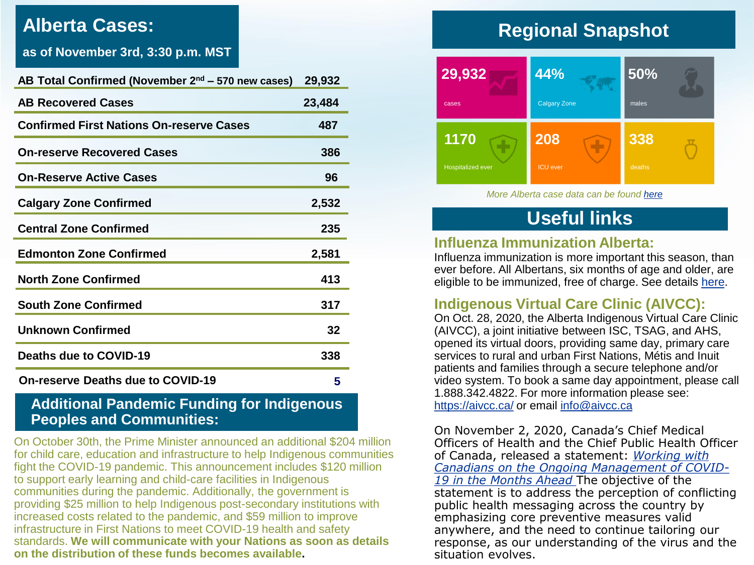# Alberta Cases:

**as of November 3rd, 3:30 p.m. MST**

| | |
|---|---|
| **AB Total Confirmed (November 2nd – 570 new cases)** | **29,932** |
| **AB Recovered Cases** | **23,484** |
| **Confirmed First Nations On-reserve Cases** | **487** |
| **On-reserve Recovered Cases** | **386** |
| **On-Reserve Active Cases** | **96** |
| **Calgary Zone Confirmed** | **2,532** |
| **Central Zone Confirmed** | **235** |
| **Edmonton Zone Confirmed** | **2,581** |
| **North Zone Confirmed** | **413** |
| **South Zone Confirmed** | **317** |
| **Unknown Confirmed** | **32** |
| **Deaths due to COVID-19** | **338** |
| **On-reserve Deaths due to COVID-19** | **5** |

## Additional Pandemic Funding for Indigenous Peoples and Communities:

On October 30th, the Prime Minister announced an additional $204 million for child care, education and infrastructure to help Indigenous communities fight the COVID-19 pandemic. This announcement includes $120 million to support early learning and child-care facilities in Indigenous communities during the pandemic. Additionally, the government is providing $25 million to help Indigenous post-secondary institutions with increased costs related to the pandemic, and $59 million to improve infrastructure in First Nations to meet COVID-19 health and safety standards. **We will communicate with your Nations as soon as details on the distribution of these funds becomes available.**

## Regional Snapshot

29,932
cases

44%
Calgary Zone

50%
males

1170
Hospitalized ever

208
ICU ever

338
deaths

*More Alberta case data can be found here*

## Useful links

### Influenza Immunization Alberta:

Influenza immunization is more important this season, than ever before. All Albertans, six months of age and older, are eligible to be immunized, free of charge. See details here.

### Indigenous Virtual Care Clinic (AIVCC):

On Oct. 28, 2020, the Alberta Indigenous Virtual Care Clinic (AIVCC), a joint initiative between ISC, TSAG, and AHS, opened its virtual doors, providing same day, primary care services to rural and urban First Nations, Métis and Inuit patients and families through a secure telephone and/or video system. To book a same day appointment, please call 1.888.342.4822. For more information please see: https://aivcc.ca/ or email info@aivcc.ca

On November 2, 2020, Canada's Chief Medical Officers of Health and the Chief Public Health Officer of Canada, released a statement: *Working with Canadians on the Ongoing Management of COVID-19 in the Months Ahead* The objective of the statement is to address the perception of conflicting public health messaging across the country by emphasizing core preventive measures valid anywhere, and the need to continue tailoring our response, as our understanding of the virus and the situation evolves.